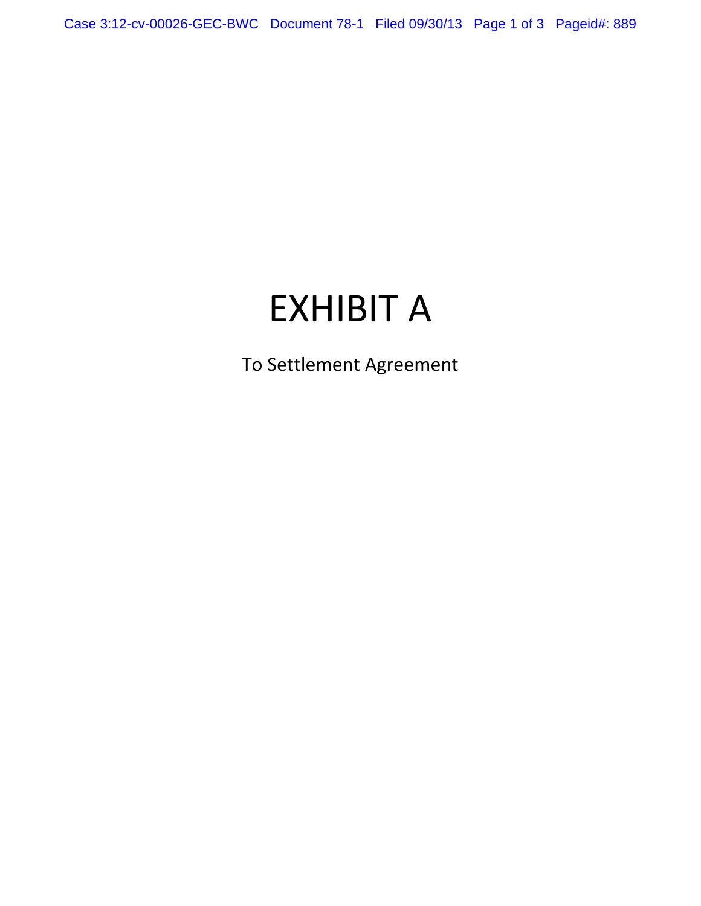# EXHIBIT A

To Settlement Agreement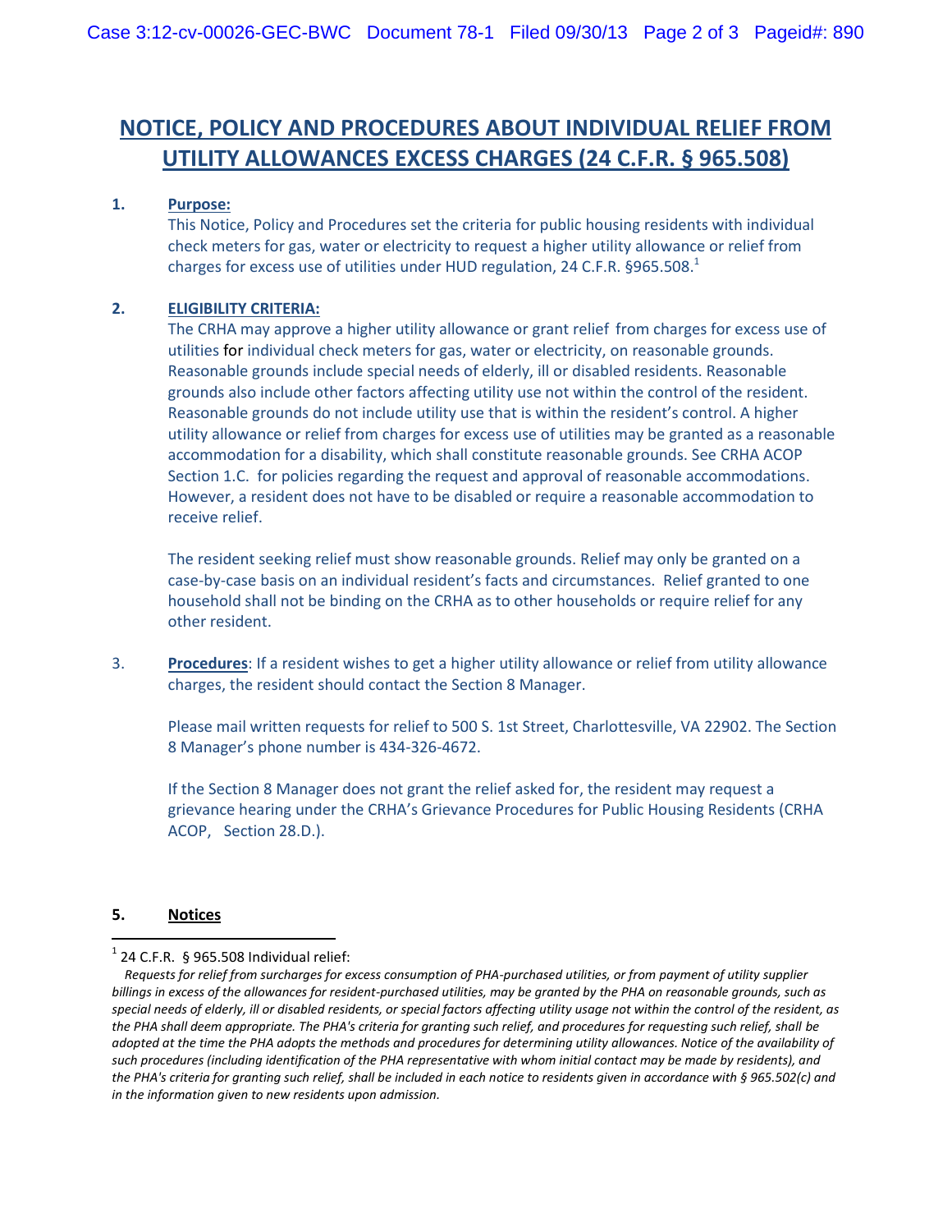# NOTICE, POLICY AND PROCEDURES ABOUT INDIVIDUAL RELIEF FROM UTILITY ALLOWANCES EXCESS CHARGES (24 C.F.R. § 965.508)

**1. Purpose:**

This Notice, Policy and Procedures set the criteria for public housing residents with individual check meters for gas, water or electricity to request a higher utility allowance or relief from charges for excess use of utilities under HUD regulation, 24 C.F.R. §965.508.[1]

**2. ELIGIBILITY CRITERIA:**

The CRHA may approve a higher utility allowance or grant relief from charges for excess use of utilities for individual check meters for gas, water or electricity, on reasonable grounds. Reasonable grounds include special needs of elderly, ill or disabled residents. Reasonable grounds also include other factors affecting utility use not within the control of the resident. Reasonable grounds do not include utility use that is within the resident's control. A higher utility allowance or relief from charges for excess use of utilities may be granted as a reasonable accommodation for a disability, which shall constitute reasonable grounds. See CRHA ACOP Section 1.C. for policies regarding the request and approval of reasonable accommodations. However, a resident does not have to be disabled or require a reasonable accommodation to receive relief.

The resident seeking relief must show reasonable grounds. Relief may only be granted on a case-by-case basis on an individual resident's facts and circumstances. Relief granted to one household shall not be binding on the CRHA as to other households or require relief for any other resident.

3. **Procedures**: If a resident wishes to get a higher utility allowance or relief from utility allowance charges, the resident should contact the Section 8 Manager.

Please mail written requests for relief to 500 S. 1st Street, Charlottesville, VA 22902. The Section 8 Manager's phone number is 434-326-4672.

If the Section 8 Manager does not grant the relief asked for, the resident may request a grievance hearing under the CRHA's Grievance Procedures for Public Housing Residents (CRHA ACOP, Section 28.D.).

**5. Notices**

---

[1] 24 C.F.R. § 965.508 Individual relief:

*Requests for relief from surcharges for excess consumption of PHA-purchased utilities, or from payment of utility supplier billings in excess of the allowances for resident-purchased utilities, may be granted by the PHA on reasonable grounds, such as special needs of elderly, ill or disabled residents, or special factors affecting utility usage not within the control of the resident, as the PHA shall deem appropriate. The PHA's criteria for granting such relief, and procedures for requesting such relief, shall be adopted at the time the PHA adopts the methods and procedures for determining utility allowances. Notice of the availability of such procedures (including identification of the PHA representative with whom initial contact may be made by residents), and the PHA's criteria for granting such relief, shall be included in each notice to residents given in accordance with § 965.502(c) and in the information given to new residents upon admission.*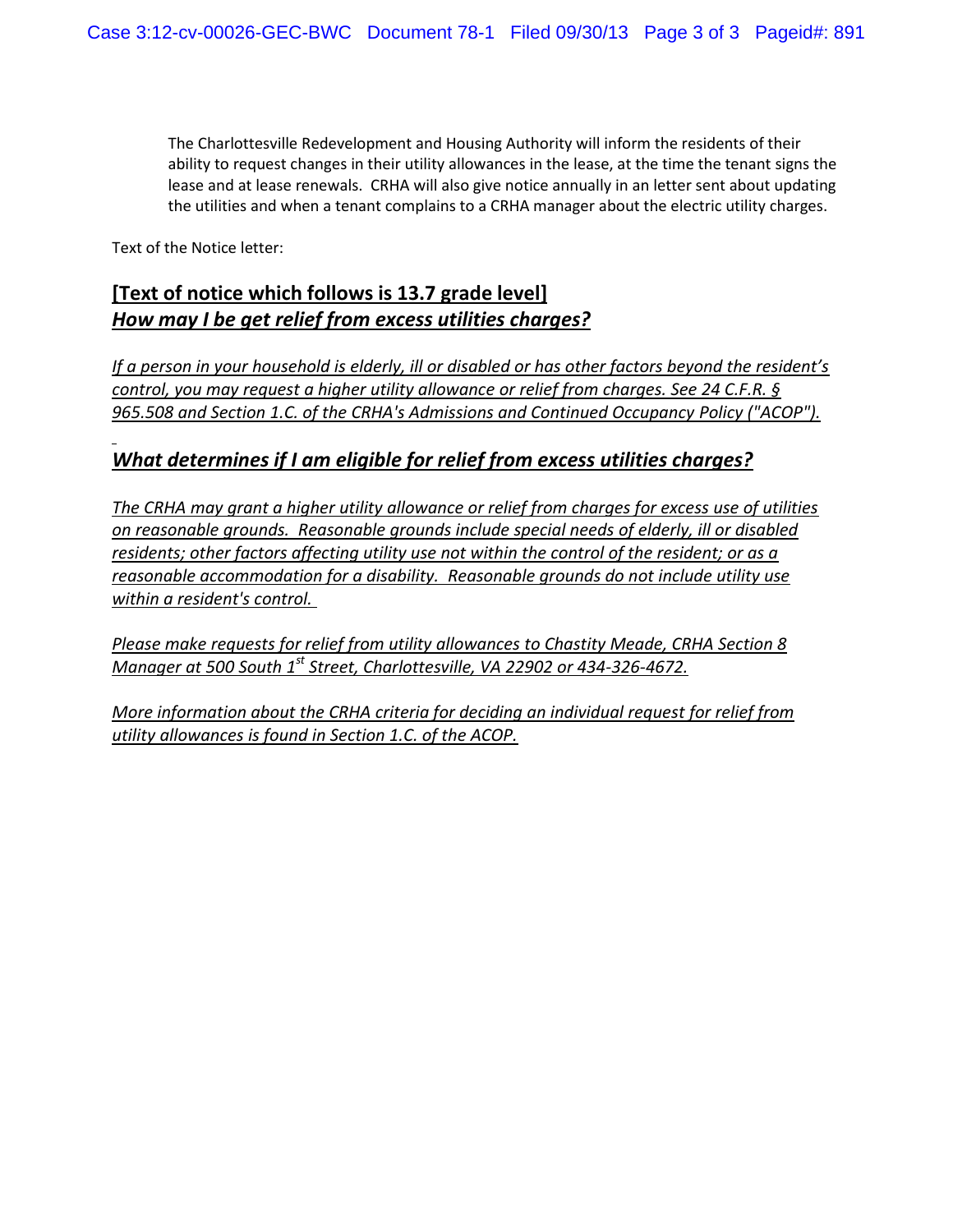The Charlottesville Redevelopment and Housing Authority will inform the residents of their ability to request changes in their utility allowances in the lease, at the time the tenant signs the lease and at lease renewals. CRHA will also give notice annually in an letter sent about updating the utilities and when a tenant complains to a CRHA manager about the electric utility charges.

Text of the Notice letter:

**[Text of notice which follows is 13.7 grade level]**

***How may I be get relief from excess utilities charges?***

*If a person in your household is elderly, ill or disabled or has other factors beyond the resident's control, you may request a higher utility allowance or relief from charges. See 24 C.F.R. § 965.508 and Section 1.C. of the CRHA's Admissions and Continued Occupancy Policy ("ACOP").*

***What determines if I am eligible for relief from excess utilities charges?***

*The CRHA may grant a higher utility allowance or relief from charges for excess use of utilities on reasonable grounds. Reasonable grounds include special needs of elderly, ill or disabled residents; other factors affecting utility use not within the control of the resident; or as a reasonable accommodation for a disability. Reasonable grounds do not include utility use within a resident's control.*

*Please make requests for relief from utility allowances to Chastity Meade, CRHA Section 8 Manager at 500 South 1st Street, Charlottesville, VA 22902 or 434-326-4672.*

*More information about the CRHA criteria for deciding an individual request for relief from utility allowances is found in Section 1.C. of the ACOP.*